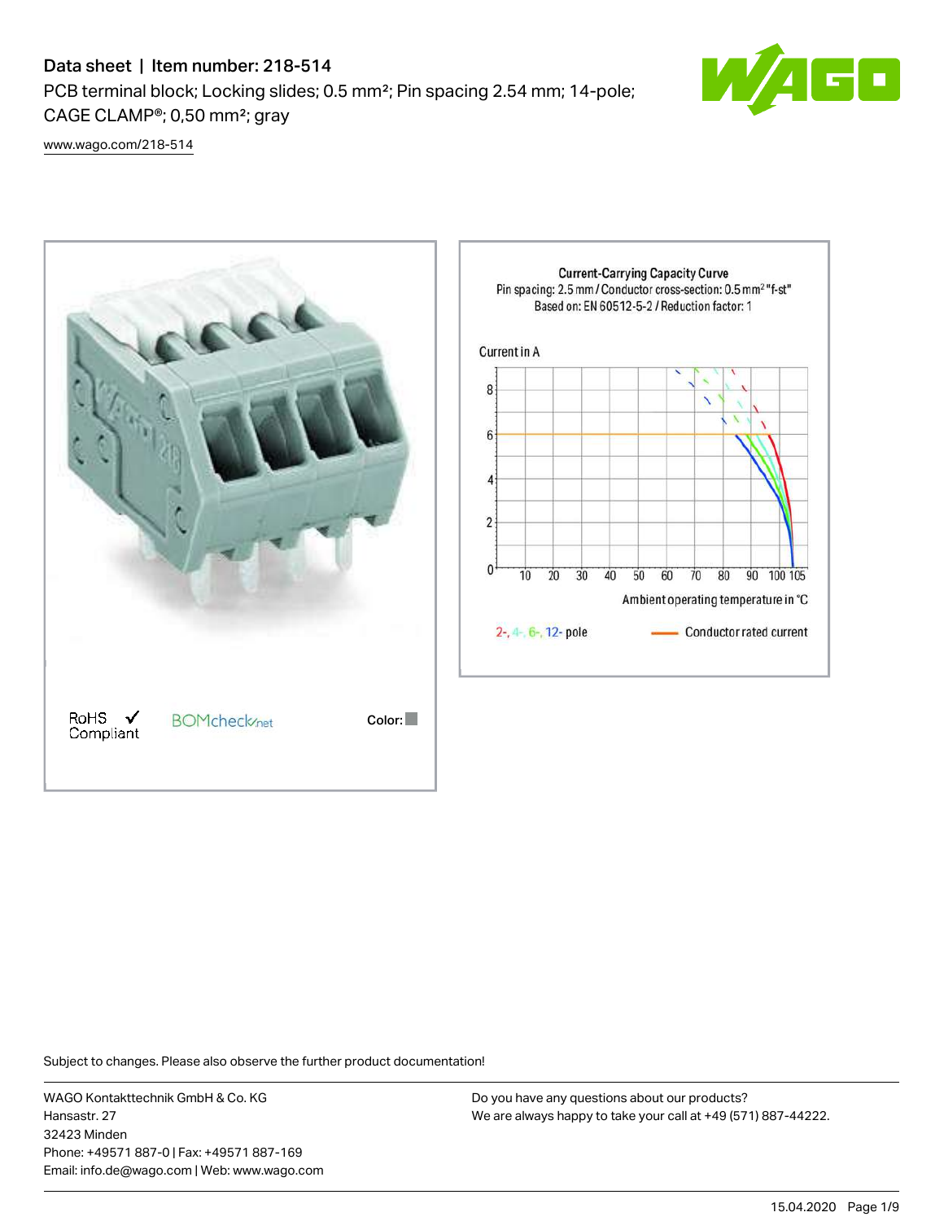# Data sheet | Item number: 218-514

PCB terminal block; Locking slides; 0.5 mm²; Pin spacing 2.54 mm; 14-pole; CAGE CLAMP®; 0,50 mm²; gray

www.wago.com/218-514

RoHS Compliant ✓

BOMcheck.net

Color:

Current-Carrying Capacity Curve
Pin spacing: 2.5 mm / Conductor cross-section: 0.5 mm² "f-st"
Based on: EN 60512-5-2 / Reduction factor: 1

Current in A

Ambient operating temperature in °C

2-, 4-, 6-, 12- pole

Conductor rated current

Subject to changes. Please also observe the further product documentation!

WAGO Kontakttechnik GmbH & Co. KG
Hansastr. 27
32423 Minden
Phone: +49571 887-0 | Fax: +49571 887-169
Email: info.de@wago.com | Web: www.wago.com

Do you have any questions about our products?
We are always happy to take your call at +49 (571) 887-44222.

15.04.2020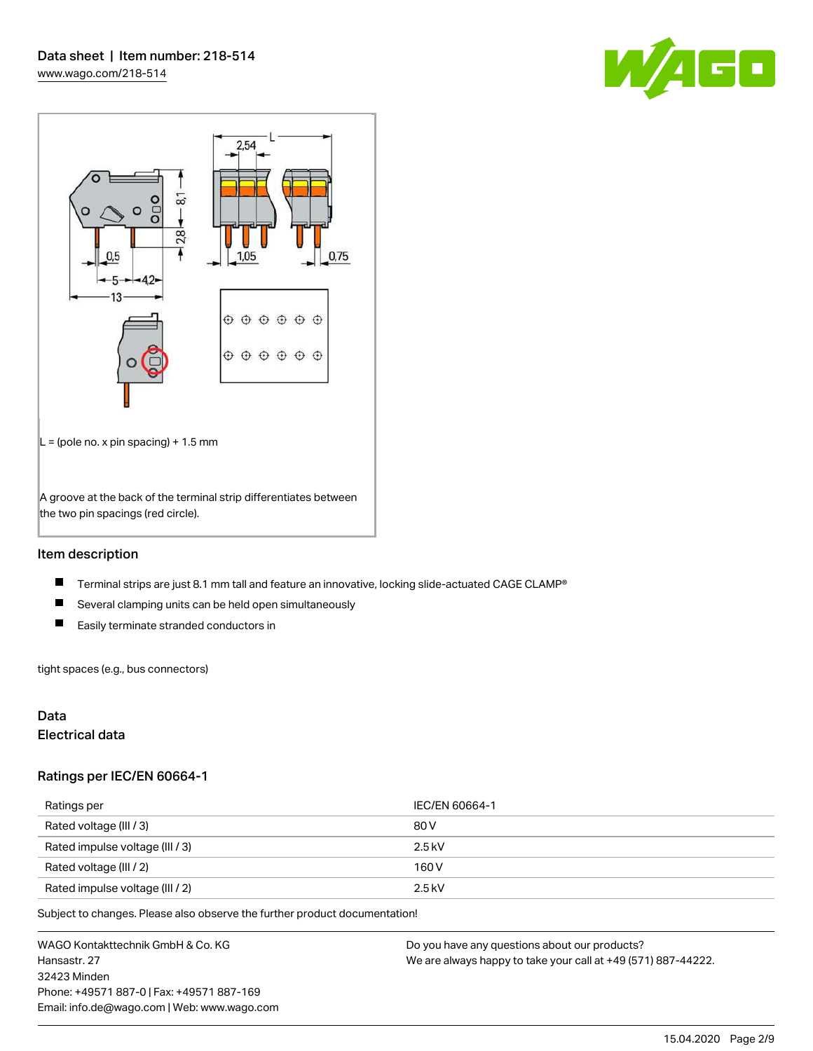L = (pole no. x pin spacing) + 1.5 mm

A groove at the back of the terminal strip differentiates between the two pin spacings (red circle).

## Item description

- Terminal strips are just 8.1 mm tall and feature an innovative, locking slide-actuated CAGE CLAMP®
- Several clamping units can be held open simultaneously
- Easily terminate stranded conductors in

tight spaces (e.g., bus connectors)

## Data

### Electrical data

### Ratings per IEC/EN 60664-1

| Ratings per | IEC/EN 60664-1 |
| --- | --- |
| Rated voltage (III / 3) | 80 V |
| Rated impulse voltage (III / 3) | 2.5 kV |
| Rated voltage (III / 2) | 160 V |
| Rated impulse voltage (III / 2) | 2.5 kV |

Subject to changes. Please also observe the further product documentation!

WAGO Kontakttechnik GmbH & Co. KG
Hansastr. 27
32423 Minden
Phone: +49571 887-0 | Fax: +49571 887-169
Email: info.de@wago.com | Web: www.wago.com

Do you have any questions about our products?
We are always happy to take your call at +49 (571) 887-44222.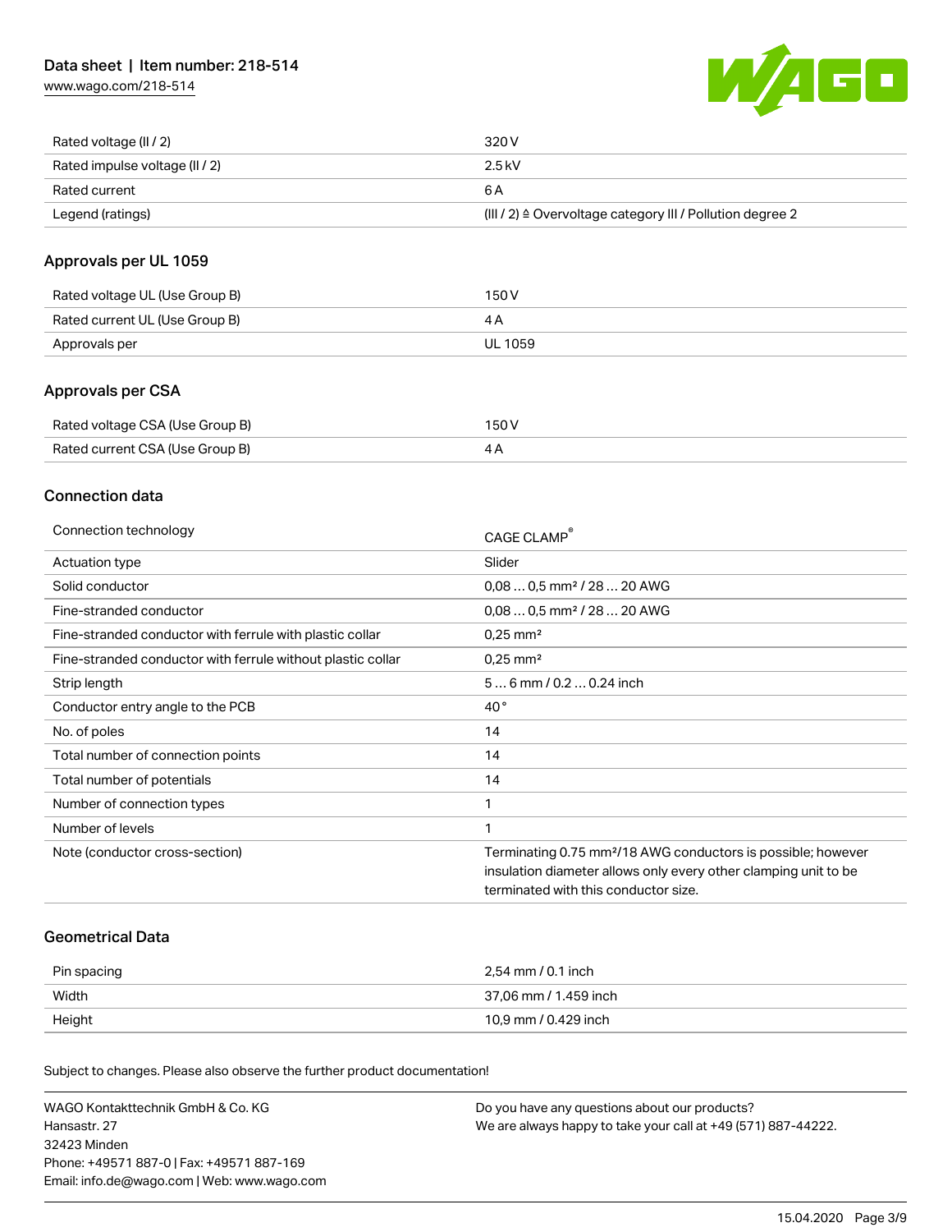| | |
|---|---|
| Rated voltage (II / 2) | 320 V |
| Rated impulse voltage (II / 2) | 2.5 kV |
| Rated current | 6 A |
| Legend (ratings) | (III / 2) ≙ Overvoltage category III / Pollution degree 2 |

## Approvals per UL 1059

| | |
|---|---|
| Rated voltage UL (Use Group B) | 150 V |
| Rated current UL (Use Group B) | 4 A |
| Approvals per | UL 1059 |

## Approvals per CSA

| | |
|---|---|
| Rated voltage CSA (Use Group B) | 150 V |
| Rated current CSA (Use Group B) | 4 A |

## Connection data

| | |
|---|---|
| Connection technology | CAGE CLAMP® |
| Actuation type | Slider |
| Solid conductor | 0,08 … 0,5 mm² / 28 … 20 AWG |
| Fine-stranded conductor | 0,08 … 0,5 mm² / 28 … 20 AWG |
| Fine-stranded conductor with ferrule with plastic collar | 0,25 mm² |
| Fine-stranded conductor with ferrule without plastic collar | 0,25 mm² |
| Strip length | 5 … 6 mm / 0.2 … 0.24 inch |
| Conductor entry angle to the PCB | 40 ° |
| No. of poles | 14 |
| Total number of connection points | 14 |
| Total number of potentials | 14 |
| Number of connection types | 1 |
| Number of levels | 1 |
| Note (conductor cross-section) | Terminating 0.75 mm²/18 AWG conductors is possible; however insulation diameter allows only every other clamping unit to be terminated with this conductor size. |

## Geometrical Data

| | |
|---|---|
| Pin spacing | 2,54 mm / 0.1 inch |
| Width | 37,06 mm / 1.459 inch |
| Height | 10,9 mm / 0.429 inch |

Subject to changes. Please also observe the further product documentation!

WAGO Kontakttechnik GmbH & Co. KG
Hansastr. 27
32423 Minden
Phone: +49571 887-0 | Fax: +49571 887-169
Email: info.de@wago.com | Web: www.wago.com

Do you have any questions about our products?
We are always happy to take your call at +49 (571) 887-44222.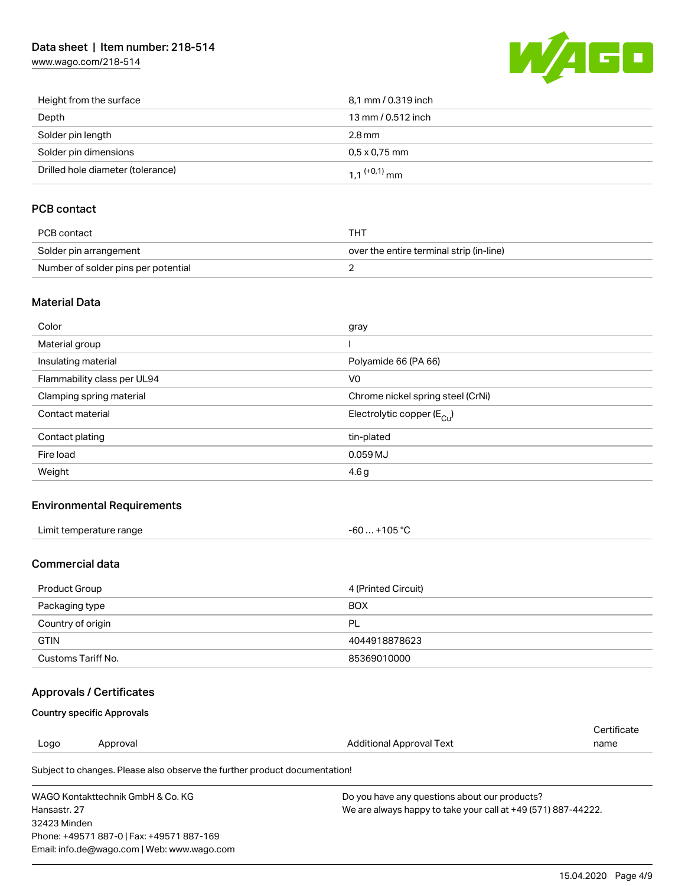| | |
|---|---|
| Height from the surface | 8,1 mm / 0.319 inch |
| Depth | 13 mm / 0.512 inch |
| Solder pin length | 2.8 mm |
| Solder pin dimensions | 0,5 x 0,75 mm |
| Drilled hole diameter (tolerance) | 1,1 $^{(+0,1)}$ mm |

## PCB contact

| | |
|---|---|
| PCB contact | THT |
| Solder pin arrangement | over the entire terminal strip (in-line) |
| Number of solder pins per potential | 2 |

## Material Data

| | |
|---|---|
| Color | gray |
| Material group | I |
| Insulating material | Polyamide 66 (PA 66) |
| Flammability class per UL94 | V0 |
| Clamping spring material | Chrome nickel spring steel (CrNi) |
| Contact material | Electrolytic copper ($E_{Cu}$) |
| Contact plating | tin-plated |
| Fire load | 0.059 MJ |
| Weight | 4.6 g |

## Environmental Requirements

| | |
|---|---|
| Limit temperature range | -60 … +105 °C |

## Commercial data

| | |
|---|---|
| Product Group | 4 (Printed Circuit) |
| Packaging type | BOX |
| Country of origin | PL |
| GTIN | 4044918878623 |
| Customs Tariff No. | 85369010000 |

## Approvals / Certificates

### Country specific Approvals

| Logo | Approval | Additional Approval Text | Certificate name |
|---|---|---|---|

Subject to changes. Please also observe the further product documentation!

WAGO Kontakttechnik GmbH & Co. KG
Hansastr. 27
32423 Minden
Phone: +49571 887-0 | Fax: +49571 887-169
Email: info.de@wago.com | Web: www.wago.com

Do you have any questions about our products?
We are always happy to take your call at +49 (571) 887-44222.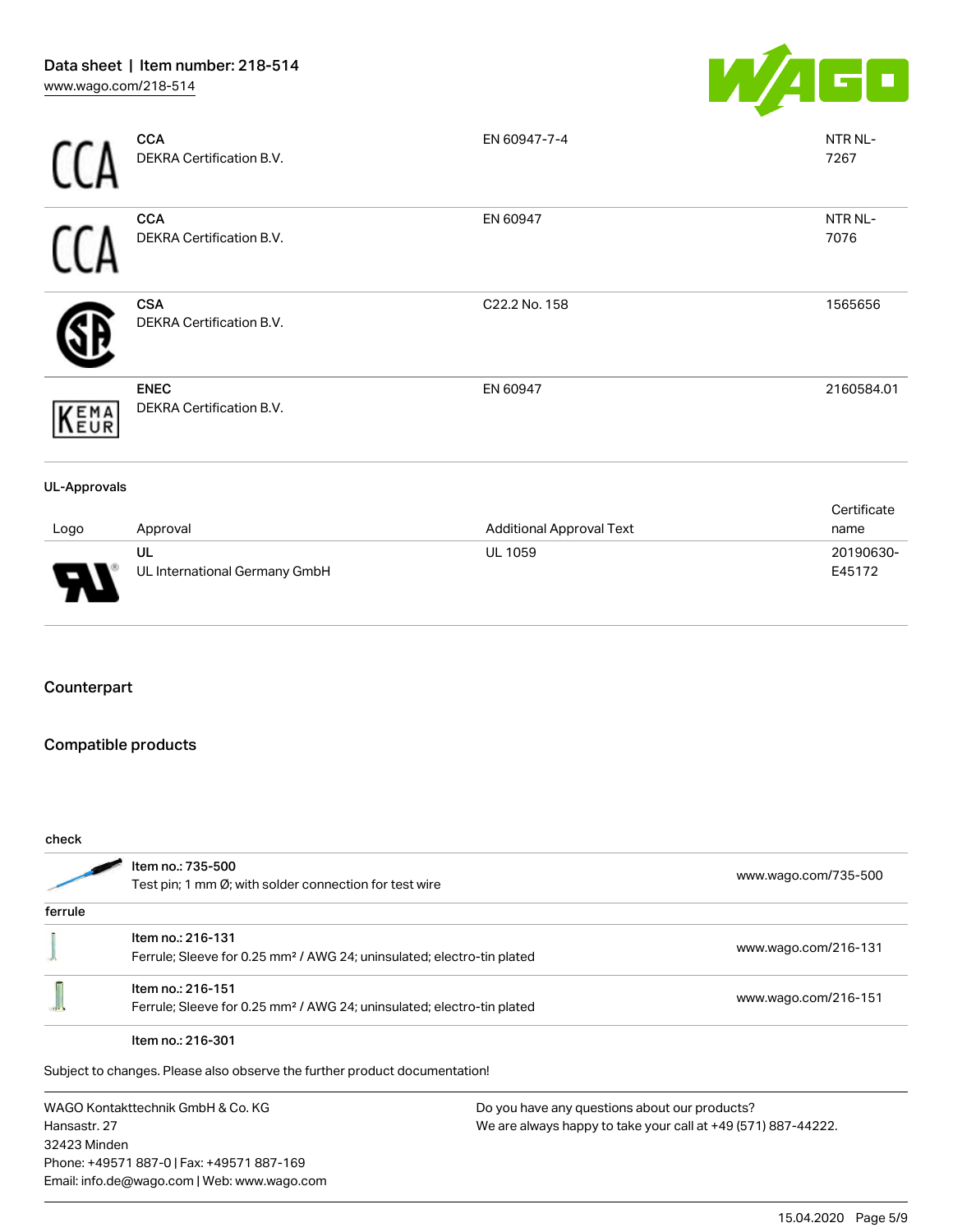| | | | |
|---|---|---|---|
| | **CCA**<br>DEKRA Certification B.V. | EN 60947-7-4 | NTR NL-7267 |
| | **CCA**<br>DEKRA Certification B.V. | EN 60947 | NTR NL-7076 |
| | **CSA**<br>DEKRA Certification B.V. | C22.2 No. 158 | 1565656 |
| | **ENEC**<br>DEKRA Certification B.V. | EN 60947 | 2160584.01 |

### UL-Approvals

| Logo | Approval | Additional Approval Text | Certificate name |
|---|---|---|---|
| | **UL**<br>UL International Germany GmbH | UL 1059 | 20190630-E45172 |

## Counterpart

## Compatible products

**check**

| | | |
|---|---|---|
| | Item no.: 735-500<br>Test pin; 1 mm Ø; with solder connection for test wire | www.wago.com/735-500 |

**ferrule**

| | | |
|---|---|---|
| | Item no.: 216-131<br>Ferrule; Sleeve for 0.25 mm² / AWG 24; uninsulated; electro-tin plated | www.wago.com/216-131 |
| | Item no.: 216-151<br>Ferrule; Sleeve for 0.25 mm² / AWG 24; uninsulated; electro-tin plated | www.wago.com/216-151 |
| | Item no.: 216-301 | |

Subject to changes. Please also observe the further product documentation!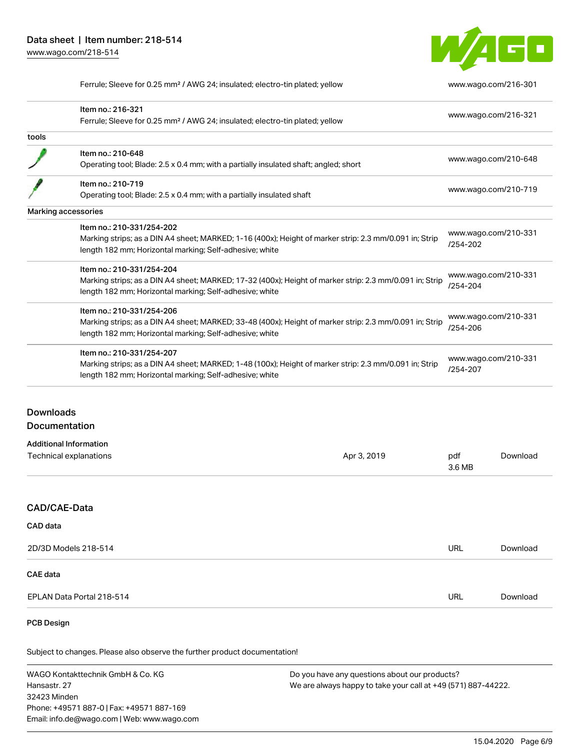| | | |
|---|---|---|
| | Ferrule; Sleeve for 0.25 mm² / AWG 24; insulated; electro-tin plated; yellow | www.wago.com/216-301 |
| | Item no.: 216-321<br>Ferrule; Sleeve for 0.25 mm² / AWG 24; insulated; electro-tin plated; yellow | www.wago.com/216-321 |
| tools | | |
| | Item no.: 210-648<br>Operating tool; Blade: 2.5 x 0.4 mm; with a partially insulated shaft; angled; short | www.wago.com/210-648 |
| | Item no.: 210-719<br>Operating tool; Blade: 2.5 x 0.4 mm; with a partially insulated shaft | www.wago.com/210-719 |
| Marking accessories | | |
| | Item no.: 210-331/254-202<br>Marking strips; as a DIN A4 sheet; MARKED; 1-16 (400x); Height of marker strip: 2.3 mm/0.091 in; Strip length 182 mm; Horizontal marking; Self-adhesive; white | www.wago.com/210-331/254-202 |
| | Item no.: 210-331/254-204<br>Marking strips; as a DIN A4 sheet; MARKED; 17-32 (400x); Height of marker strip: 2.3 mm/0.091 in; Strip length 182 mm; Horizontal marking; Self-adhesive; white | www.wago.com/210-331/254-204 |
| | Item no.: 210-331/254-206<br>Marking strips; as a DIN A4 sheet; MARKED; 33-48 (400x); Height of marker strip: 2.3 mm/0.091 in; Strip length 182 mm; Horizontal marking; Self-adhesive; white | www.wago.com/210-331/254-206 |
| | Item no.: 210-331/254-207<br>Marking strips; as a DIN A4 sheet; MARKED; 1-48 (100x); Height of marker strip: 2.3 mm/0.091 in; Strip length 182 mm; Horizontal marking; Self-adhesive; white | www.wago.com/210-331/254-207 |

## Downloads
## Documentation

**Additional Information**

| | | | |
|---|---|---|---|
| Technical explanations | Apr 3, 2019 | pdf<br>3.6 MB | Download |

## CAD/CAE-Data

**CAD data**

| | | |
|---|---|---|
| 2D/3D Models 218-514 | URL | Download |

**CAE data**

| | | |
|---|---|---|
| EPLAN Data Portal 218-514 | URL | Download |

**PCB Design**

Subject to changes. Please also observe the further product documentation!

WAGO Kontakttechnik GmbH & Co. KG
Hansastr. 27
32423 Minden
Phone: +49571 887-0 | Fax: +49571 887-169
Email: info.de@wago.com | Web: www.wago.com

Do you have any questions about our products?
We are always happy to take your call at +49 (571) 887-44222.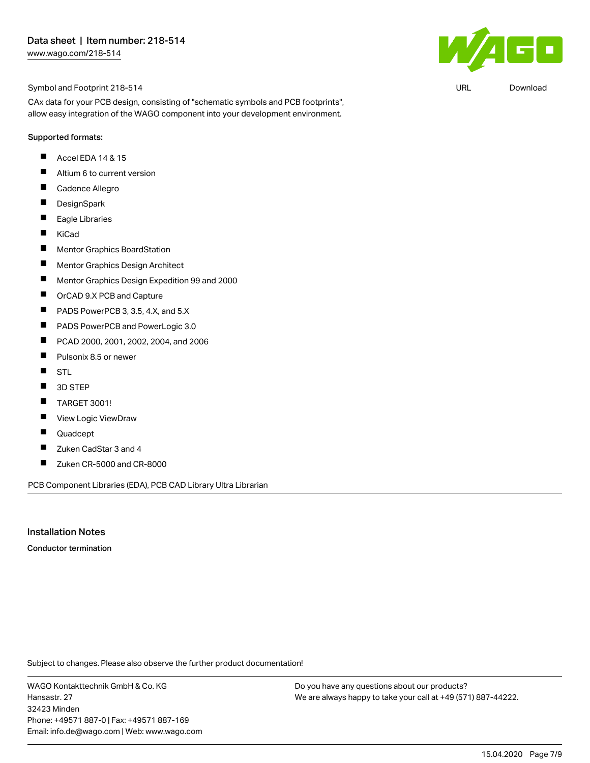Symbol and Footprint 218-514

URL Download

CAx data for your PCB design, consisting of "schematic symbols and PCB footprints", allow easy integration of the WAGO component into your development environment.

Supported formats:

- Accel EDA 14 & 15
- Altium 6 to current version
- Cadence Allegro
- DesignSpark
- Eagle Libraries
- KiCad
- Mentor Graphics BoardStation
- Mentor Graphics Design Architect
- Mentor Graphics Design Expedition 99 and 2000
- OrCAD 9.X PCB and Capture
- PADS PowerPCB 3, 3.5, 4.X, and 5.X
- PADS PowerPCB and PowerLogic 3.0
- PCAD 2000, 2001, 2002, 2004, and 2006
- Pulsonix 8.5 or newer
- STL
- 3D STEP
- TARGET 3001!
- View Logic ViewDraw
- Quadcept
- Zuken CadStar 3 and 4
- Zuken CR-5000 and CR-8000

PCB Component Libraries (EDA), PCB CAD Library Ultra Librarian

## Installation Notes

**Conductor termination**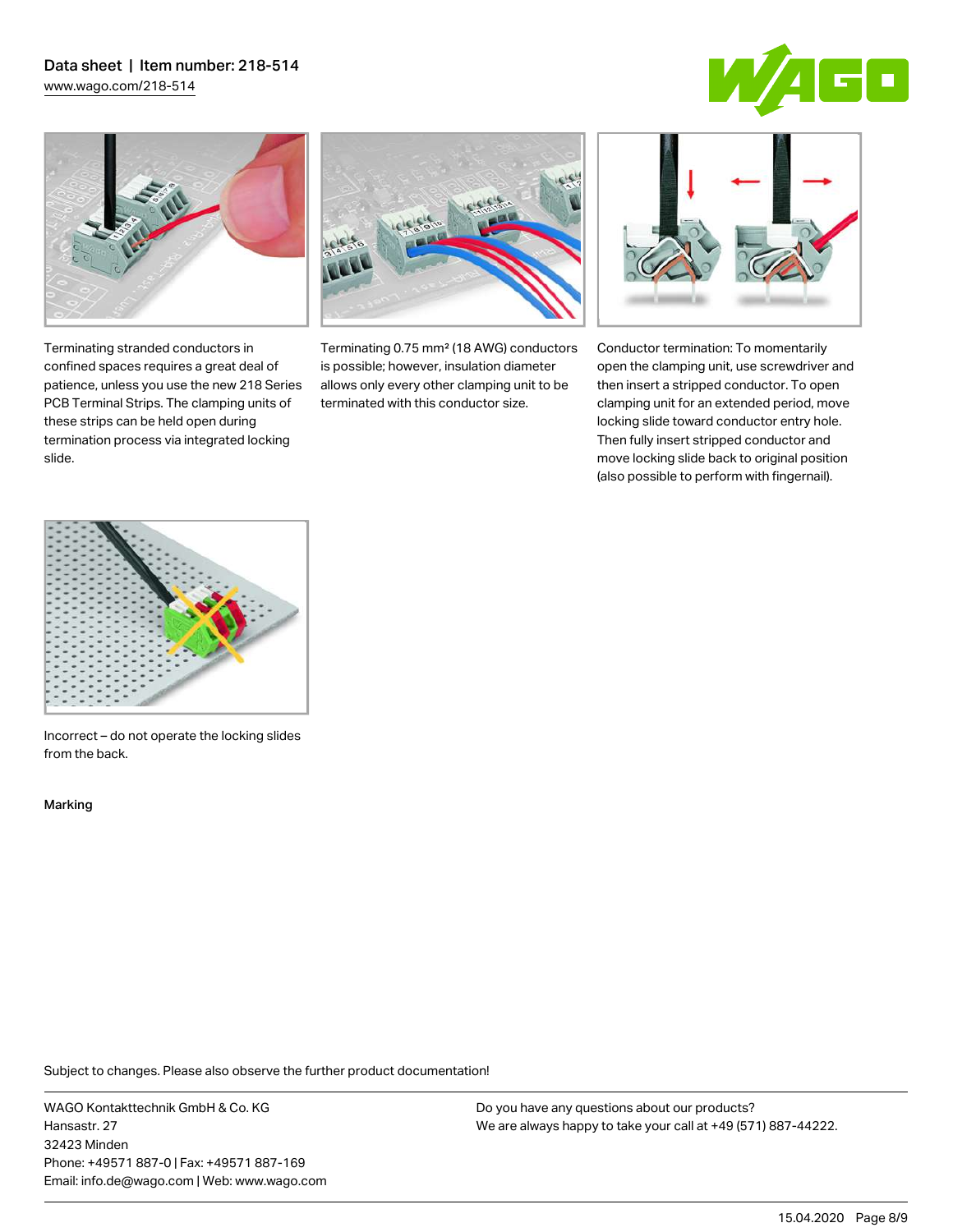Terminating stranded conductors in confined spaces requires a great deal of patience, unless you use the new 218 Series PCB Terminal Strips. The clamping units of these strips can be held open during termination process via integrated locking slide.

Terminating 0.75 mm² (18 AWG) conductors is possible; however, insulation diameter allows only every other clamping unit to be terminated with this conductor size.

Conductor termination: To momentarily open the clamping unit, use screwdriver and then insert a stripped conductor. To open clamping unit for an extended period, move locking slide toward conductor entry hole. Then fully insert stripped conductor and move locking slide back to original position (also possible to perform with fingernail).

Incorrect – do not operate the locking slides from the back.

Marking

Subject to changes. Please also observe the further product documentation!

WAGO Kontakttechnik GmbH & Co. KG
Hansastr. 27
32423 Minden
Phone: +49571 887-0 | Fax: +49571 887-169
Email: info.de@wago.com | Web: www.wago.com

Do you have any questions about our products?
We are always happy to take your call at +49 (571) 887-44222.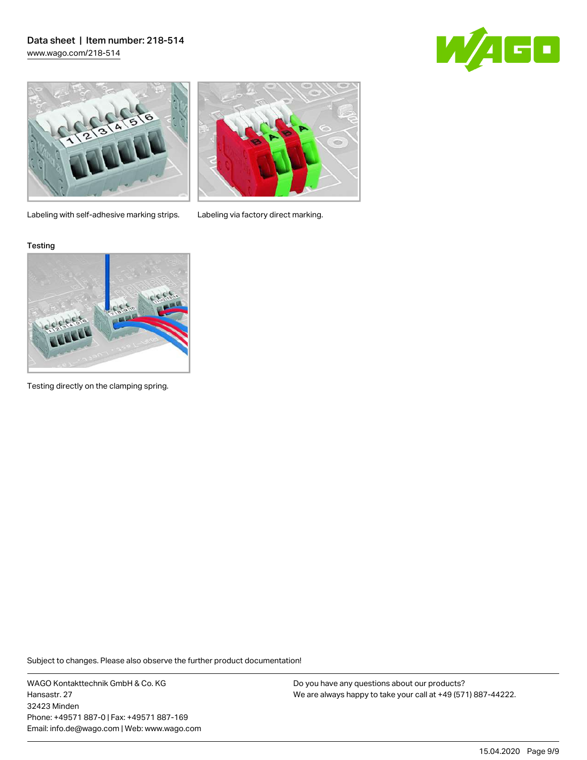Labeling with self-adhesive marking strips.

Labeling via factory direct marking.

### Testing

Testing directly on the clamping spring.

Subject to changes. Please also observe the further product documentation!

WAGO Kontakttechnik GmbH & Co. KG
Hansastr. 27
32423 Minden
Phone: +49571 887-0 | Fax: +49571 887-169
Email: info.de@wago.com | Web: www.wago.com

Do you have any questions about our products?
We are always happy to take your call at +49 (571) 887-44222.